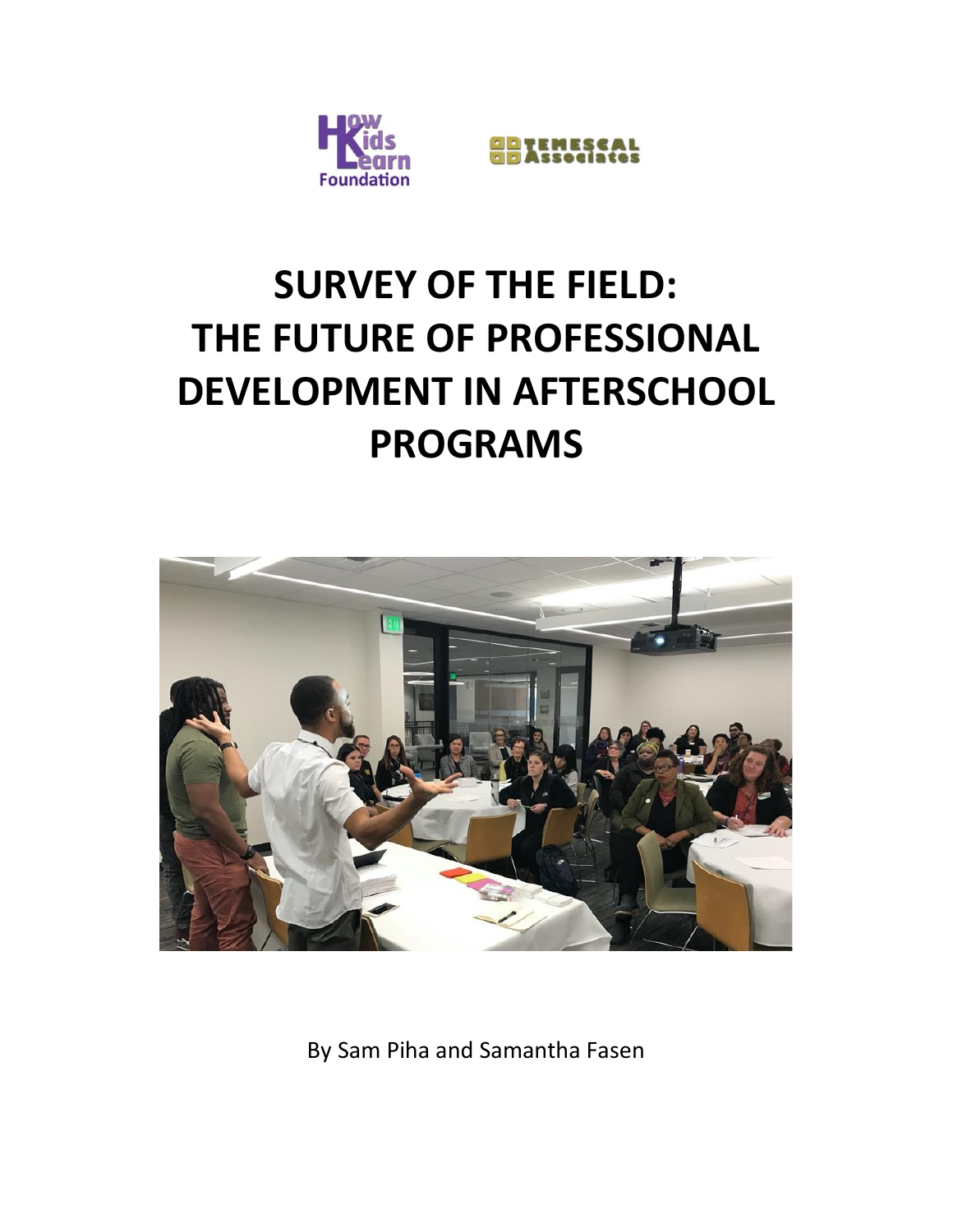# SURVEY OF THE FIELD: THE FUTURE OF PROFESSIONAL DEVELOPMENT IN AFTERSCHOOL PROGRAMS

By Sam Piha and Samantha Fasen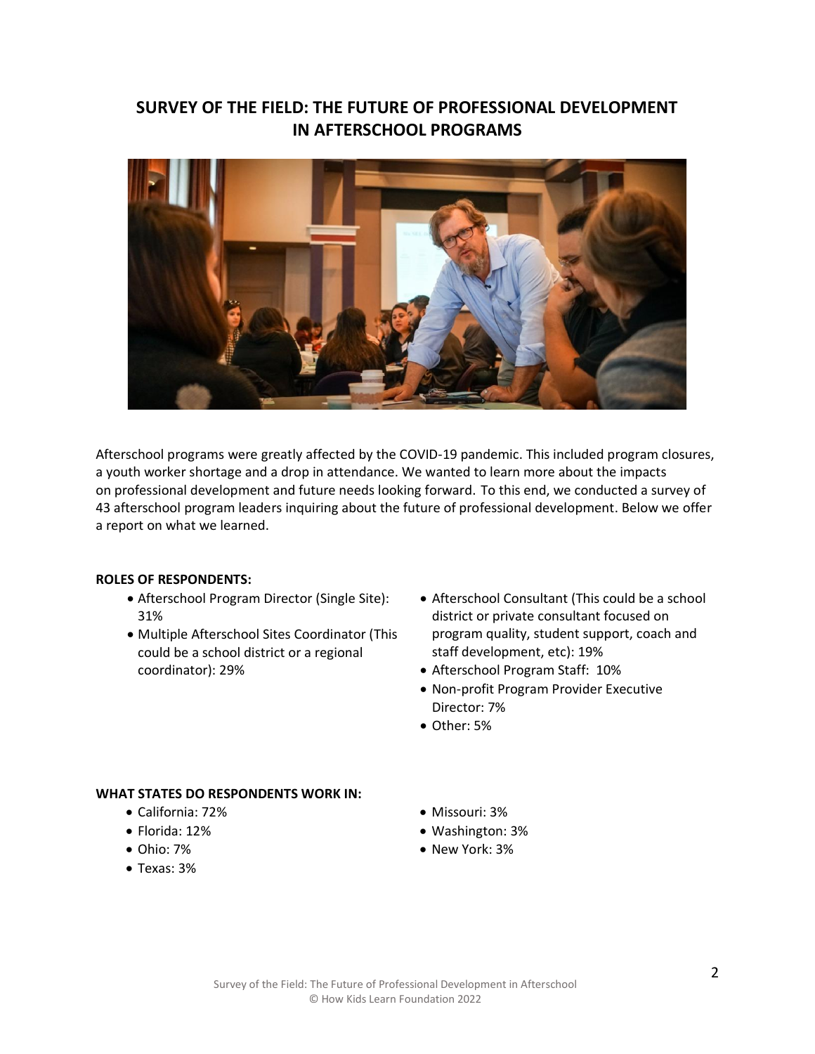# SURVEY OF THE FIELD: THE FUTURE OF PROFESSIONAL DEVELOPMENT IN AFTERSCHOOL PROGRAMS

Afterschool programs were greatly affected by the COVID-19 pandemic. This included program closures, a youth worker shortage and a drop in attendance. We wanted to learn more about the impacts on professional development and future needs looking forward. To this end, we conducted a survey of 43 afterschool program leaders inquiring about the future of professional development. Below we offer a report on what we learned.

**ROLES OF RESPONDENTS:**

- Afterschool Program Director (Single Site): 31%
- Multiple Afterschool Sites Coordinator (This could be a school district or a regional coordinator): 29%
- Afterschool Consultant (This could be a school district or private consultant focused on program quality, student support, coach and staff development, etc): 19%
- Afterschool Program Staff: 10%
- Non-profit Program Provider Executive Director: 7%
- Other: 5%

**WHAT STATES DO RESPONDENTS WORK IN:**

- California: 72%
- Florida: 12%
- Ohio: 7%
- Texas: 3%
- Missouri: 3%
- Washington: 3%
- New York: 3%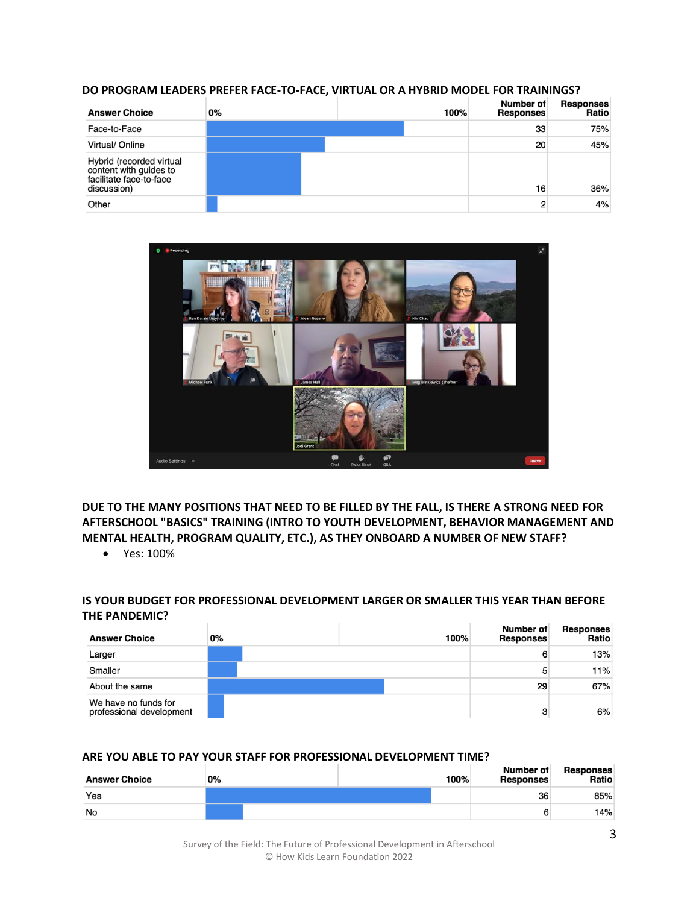### DO PROGRAM LEADERS PREFER FACE-TO-FACE, VIRTUAL OR A HYBRID MODEL FOR TRAININGS?

| Answer Choice | Number of Responses | Responses Ratio |
|---|---|---|
| Face-to-Face | 33 | 75% |
| Virtual/ Online | 20 | 45% |
| Hybrid (recorded virtual content with guides to facilitate face-to-face discussion) | 16 | 36% |
| Other | 2 | 4% |

### DUE TO THE MANY POSITIONS THAT NEED TO BE FILLED BY THE FALL, IS THERE A STRONG NEED FOR AFTERSCHOOL "BASICS" TRAINING (INTRO TO YOUTH DEVELOPMENT, BEHAVIOR MANAGEMENT AND MENTAL HEALTH, PROGRAM QUALITY, ETC.), AS THEY ONBOARD A NUMBER OF NEW STAFF?

- Yes: 100%

### IS YOUR BUDGET FOR PROFESSIONAL DEVELOPMENT LARGER OR SMALLER THIS YEAR THAN BEFORE THE PANDEMIC?

| Answer Choice | Number of Responses | Responses Ratio |
|---|---|---|
| Larger | 6 | 13% |
| Smaller | 5 | 11% |
| About the same | 29 | 67% |
| We have no funds for professional development | 3 | 6% |

### ARE YOU ABLE TO PAY YOUR STAFF FOR PROFESSIONAL DEVELOPMENT TIME?

| Answer Choice | Number of Responses | Responses Ratio |
|---|---|---|
| Yes | 36 | 85% |
| No | 6 | 14% |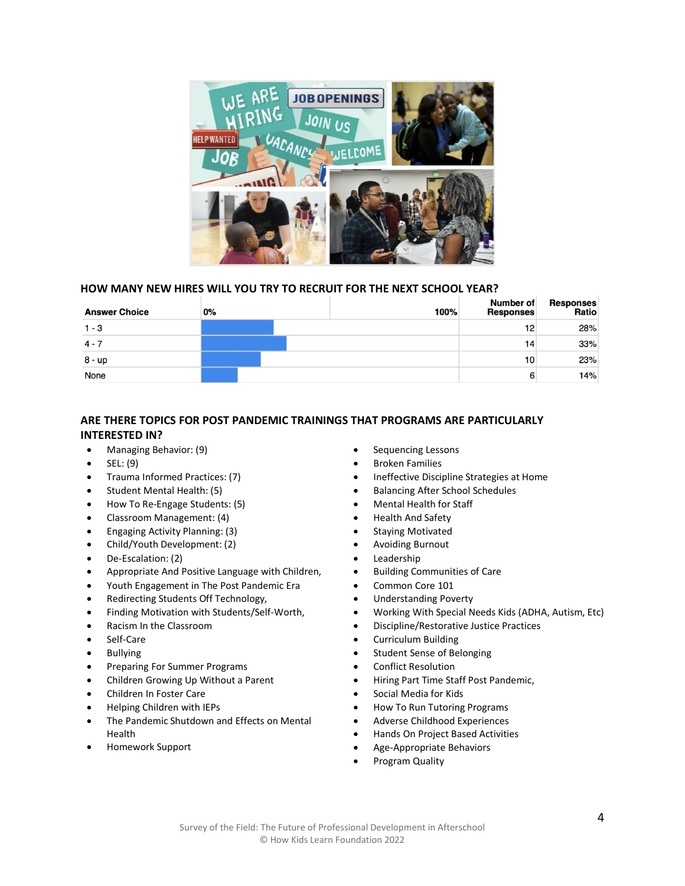## HOW MANY NEW HIRES WILL YOU TRY TO RECRUIT FOR THE NEXT SCHOOL YEAR?

| Answer Choice | Number of Responses | Responses Ratio |
|---|---|---|
| 1 - 3 | 12 | 28% |
| 4 - 7 | 14 | 33% |
| 8 - up | 10 | 23% |
| None | 6 | 14% |

## ARE THERE TOPICS FOR POST PANDEMIC TRAININGS THAT PROGRAMS ARE PARTICULARLY INTERESTED IN?

- Managing Behavior: (9)
- SEL: (9)
- Trauma Informed Practices: (7)
- Student Mental Health: (5)
- How To Re-Engage Students: (5)
- Classroom Management: (4)
- Engaging Activity Planning: (3)
- Child/Youth Development: (2)
- De-Escalation: (2)
- Appropriate And Positive Language with Children,
- Youth Engagement in The Post Pandemic Era
- Redirecting Students Off Technology,
- Finding Motivation with Students/Self-Worth,
- Racism In the Classroom
- Self-Care
- Bullying
- Preparing For Summer Programs
- Children Growing Up Without a Parent
- Children In Foster Care
- Helping Children with IEPs
- The Pandemic Shutdown and Effects on Mental Health
- Homework Support
- Sequencing Lessons
- Broken Families
- Ineffective Discipline Strategies at Home
- Balancing After School Schedules
- Mental Health for Staff
- Health And Safety
- Staying Motivated
- Avoiding Burnout
- Leadership
- Building Communities of Care
- Common Core 101
- Understanding Poverty
- Working With Special Needs Kids (ADHA, Autism, Etc)
- Discipline/Restorative Justice Practices
- Curriculum Building
- Student Sense of Belonging
- Conflict Resolution
- Hiring Part Time Staff Post Pandemic,
- Social Media for Kids
- How To Run Tutoring Programs
- Adverse Childhood Experiences
- Hands On Project Based Activities
- Age-Appropriate Behaviors
- Program Quality